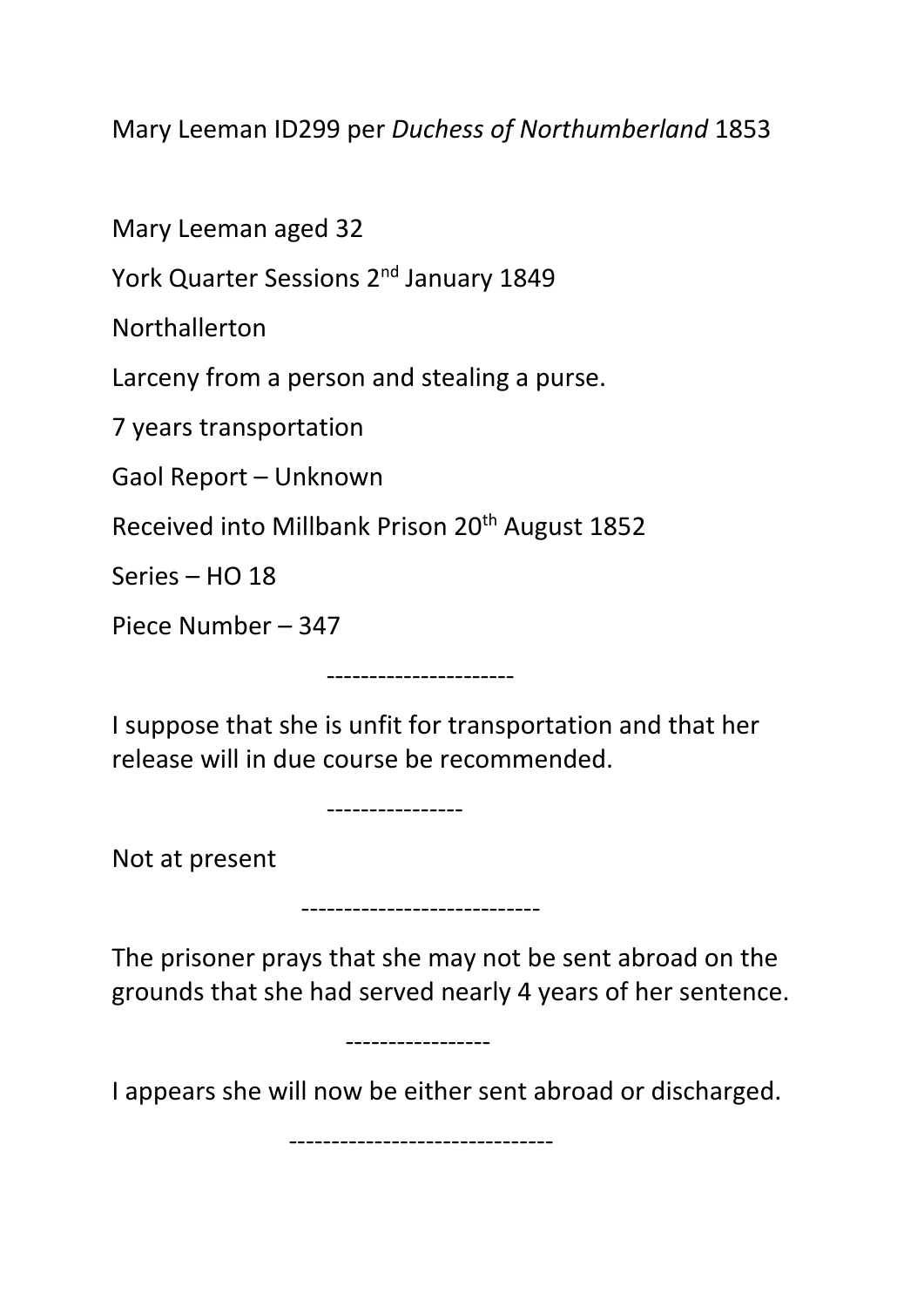Mary Leeman ID299 per *Duchess of Northumberland* 1853

Mary Leeman aged 32

York Quarter Sessions 2nd January 1849

Northallerton

Larceny from a person and stealing a purse.

7 years transportation

Gaol Report – Unknown

Received into Millbank Prison 20th August 1852

Series – HO 18

Piece Number – 347

----------------------

I suppose that she is unfit for transportation and that her release will in due course be recommended.

----------------

Not at present

----------------------------

The prisoner prays that she may not be sent abroad on the grounds that she had served nearly 4 years of her sentence.

-----------------

I appears she will now be either sent abroad or discharged.

-------------------------------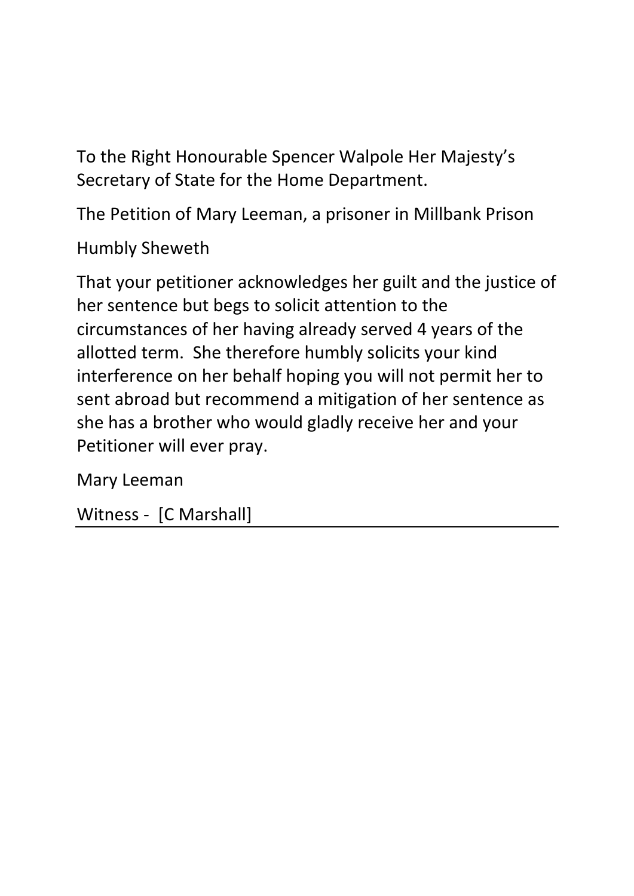To the Right Honourable Spencer Walpole Her Majesty's Secretary of State for the Home Department.

The Petition of Mary Leeman, a prisoner in Millbank Prison

Humbly Sheweth

That your petitioner acknowledges her guilt and the justice of her sentence but begs to solicit attention to the circumstances of her having already served 4 years of the allotted term. She therefore humbly solicits your kind interference on her behalf hoping you will not permit her to sent abroad but recommend a mitigation of her sentence as she has a brother who would gladly receive her and your Petitioner will ever pray.

Mary Leeman

Witness - [C Marshall]

---